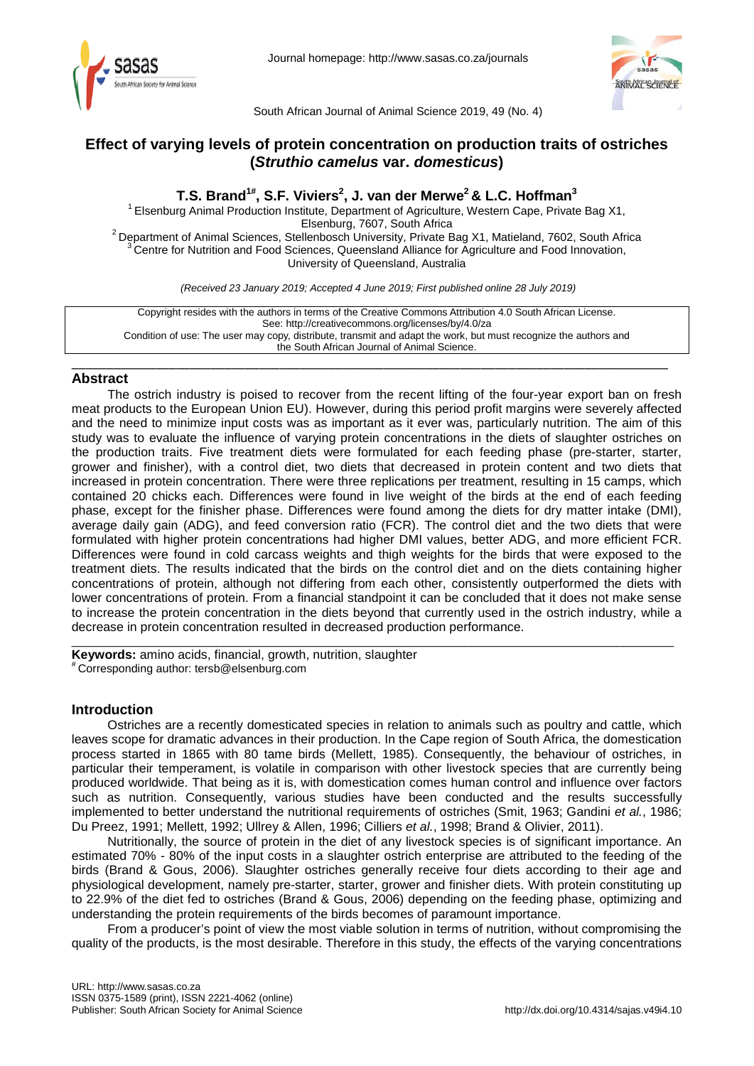Journal homepage: http://www.sasas.co.za/journals

South African Journal of Animal Science 2019, 49 (No. 4)

# Effect of varying levels of protein concentration on production traits of ostriches (*Struthio camelus* var. *domesticus*)

**T.S. Brand[1#], S.F. Viviers[2], J. van der Merwe[2] & L.C. Hoffman[3]**

[1] Elsenburg Animal Production Institute, Department of Agriculture, Western Cape, Private Bag X1, Elsenburg, 7607, South Africa
[2] Department of Animal Sciences, Stellenbosch University, Private Bag X1, Matieland, 7602, South Africa
[3] Centre for Nutrition and Food Sciences, Queensland Alliance for Agriculture and Food Innovation, University of Queensland, Australia

*(Received 23 January 2019; Accepted 4 June 2019; First published online 28 July 2019)*

Copyright resides with the authors in terms of the Creative Commons Attribution 4.0 South African License.
See: http://creativecommons.org/licenses/by/4.0/za
Condition of use: The user may copy, distribute, transmit and adapt the work, but must recognize the authors and the South African Journal of Animal Science.

## Abstract

The ostrich industry is poised to recover from the recent lifting of the four-year export ban on fresh meat products to the European Union EU). However, during this period profit margins were severely affected and the need to minimize input costs was as important as it ever was, particularly nutrition. The aim of this study was to evaluate the influence of varying protein concentrations in the diets of slaughter ostriches on the production traits. Five treatment diets were formulated for each feeding phase (pre-starter, starter, grower and finisher), with a control diet, two diets that decreased in protein content and two diets that increased in protein concentration. There were three replications per treatment, resulting in 15 camps, which contained 20 chicks each. Differences were found in live weight of the birds at the end of each feeding phase, except for the finisher phase. Differences were found among the diets for dry matter intake (DMI), average daily gain (ADG), and feed conversion ratio (FCR). The control diet and the two diets that were formulated with higher protein concentrations had higher DMI values, better ADG, and more efficient FCR. Differences were found in cold carcass weights and thigh weights for the birds that were exposed to the treatment diets. The results indicated that the birds on the control diet and on the diets containing higher concentrations of protein, although not differing from each other, consistently outperformed the diets with lower concentrations of protein. From a financial standpoint it can be concluded that it does not make sense to increase the protein concentration in the diets beyond that currently used in the ostrich industry, while a decrease in protein concentration resulted in decreased production performance.

**Keywords:** amino acids, financial, growth, nutrition, slaughter
[#] Corresponding author: tersb@elsenburg.com

## Introduction

Ostriches are a recently domesticated species in relation to animals such as poultry and cattle, which leaves scope for dramatic advances in their production. In the Cape region of South Africa, the domestication process started in 1865 with 80 tame birds (Mellett, 1985). Consequently, the behaviour of ostriches, in particular their temperament, is volatile in comparison with other livestock species that are currently being produced worldwide. That being as it is, with domestication comes human control and influence over factors such as nutrition. Consequently, various studies have been conducted and the results successfully implemented to better understand the nutritional requirements of ostriches (Smit, 1963; Gandini *et al.*, 1986; Du Preez, 1991; Mellett, 1992; Ullrey & Allen, 1996; Cilliers *et al.*, 1998; Brand & Olivier, 2011).

Nutritionally, the source of protein in the diet of any livestock species is of significant importance. An estimated 70% - 80% of the input costs in a slaughter ostrich enterprise are attributed to the feeding of the birds (Brand & Gous, 2006). Slaughter ostriches generally receive four diets according to their age and physiological development, namely pre-starter, starter, grower and finisher diets. With protein constituting up to 22.9% of the diet fed to ostriches (Brand & Gous, 2006) depending on the feeding phase, optimizing and understanding the protein requirements of the birds becomes of paramount importance.

From a producer's point of view the most viable solution in terms of nutrition, without compromising the quality of the products, is the most desirable. Therefore in this study, the effects of the varying concentrations

URL: http://www.sasas.co.za
ISSN 0375-1589 (print), ISSN 2221-4062 (online)
Publisher: South African Society for Animal Science

http://dx.doi.org/10.4314/sajas.v49i4.10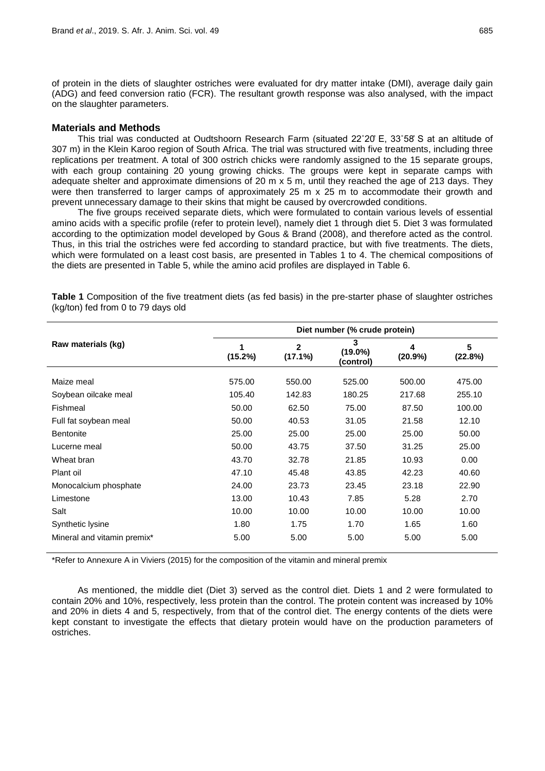of protein in the diets of slaughter ostriches were evaluated for dry matter intake (DMI), average daily gain (ADG) and feed conversion ratio (FCR). The resultant growth response was also analysed, with the impact on the slaughter parameters.

## Materials and Methods

This trial was conducted at Oudtshoorn Research Farm (situated 22˚20̓ E, 33˚58̓ S at an altitude of 307 m) in the Klein Karoo region of South Africa. The trial was structured with five treatments, including three replications per treatment. A total of 300 ostrich chicks were randomly assigned to the 15 separate groups, with each group containing 20 young growing chicks. The groups were kept in separate camps with adequate shelter and approximate dimensions of 20 m x 5 m, until they reached the age of 213 days. They were then transferred to larger camps of approximately 25 m x 25 m to accommodate their growth and prevent unnecessary damage to their skins that might be caused by overcrowded conditions.

The five groups received separate diets, which were formulated to contain various levels of essential amino acids with a specific profile (refer to protein level), namely diet 1 through diet 5. Diet 3 was formulated according to the optimization model developed by Gous & Brand (2008), and therefore acted as the control. Thus, in this trial the ostriches were fed according to standard practice, but with five treatments. The diets, which were formulated on a least cost basis, are presented in Tables 1 to 4. The chemical compositions of the diets are presented in Table 5, while the amino acid profiles are displayed in Table 6.

**Table 1** Composition of the five treatment diets (as fed basis) in the pre-starter phase of slaughter ostriches (kg/ton) fed from 0 to 79 days old

| Raw materials (kg) | Diet number (% crude protein) | | | | |
|---|---|---|---|---|---|
| | 1 (15.2%) | 2 (17.1%) | 3 (19.0%) (control) | 4 (20.9%) | 5 (22.8%) |
| Maize meal | 575.00 | 550.00 | 525.00 | 500.00 | 475.00 |
| Soybean oilcake meal | 105.40 | 142.83 | 180.25 | 217.68 | 255.10 |
| Fishmeal | 50.00 | 62.50 | 75.00 | 87.50 | 100.00 |
| Full fat soybean meal | 50.00 | 40.53 | 31.05 | 21.58 | 12.10 |
| Bentonite | 25.00 | 25.00 | 25.00 | 25.00 | 50.00 |
| Lucerne meal | 50.00 | 43.75 | 37.50 | 31.25 | 25.00 |
| Wheat bran | 43.70 | 32.78 | 21.85 | 10.93 | 0.00 |
| Plant oil | 47.10 | 45.48 | 43.85 | 42.23 | 40.60 |
| Monocalcium phosphate | 24.00 | 23.73 | 23.45 | 23.18 | 22.90 |
| Limestone | 13.00 | 10.43 | 7.85 | 5.28 | 2.70 |
| Salt | 10.00 | 10.00 | 10.00 | 10.00 | 10.00 |
| Synthetic lysine | 1.80 | 1.75 | 1.70 | 1.65 | 1.60 |
| Mineral and vitamin premix* | 5.00 | 5.00 | 5.00 | 5.00 | 5.00 |

*Refer to Annexure A in Viviers (2015) for the composition of the vitamin and mineral premix

As mentioned, the middle diet (Diet 3) served as the control diet. Diets 1 and 2 were formulated to contain 20% and 10%, respectively, less protein than the control. The protein content was increased by 10% and 20% in diets 4 and 5, respectively, from that of the control diet. The energy contents of the diets were kept constant to investigate the effects that dietary protein would have on the production parameters of ostriches.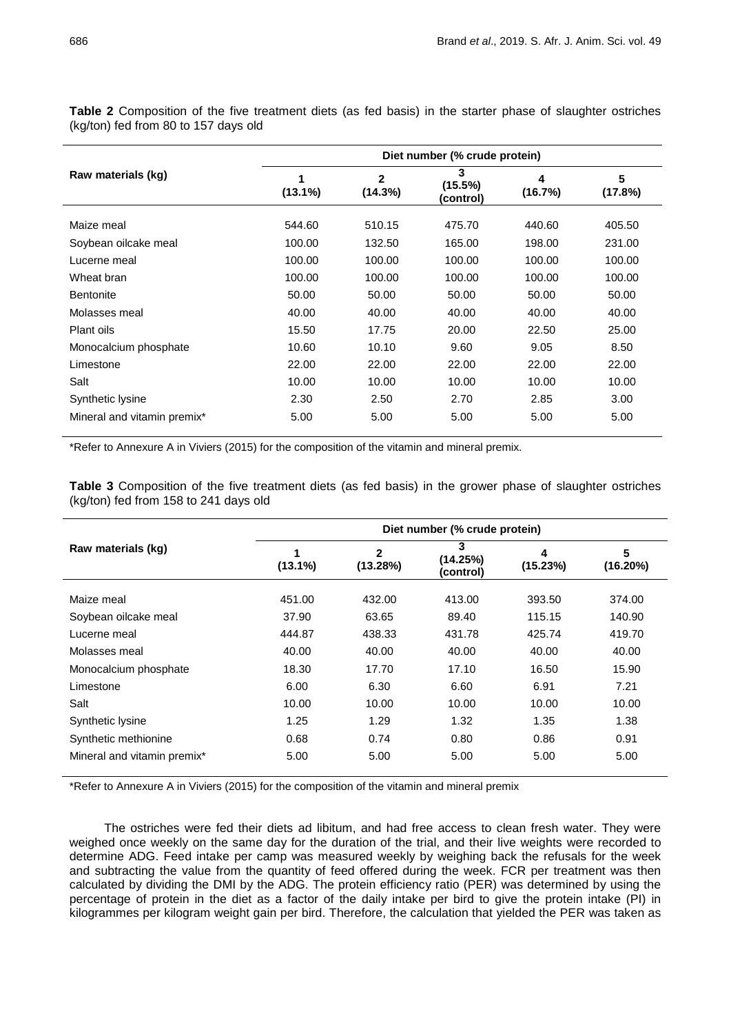**Table 2** Composition of the five treatment diets (as fed basis) in the starter phase of slaughter ostriches (kg/ton) fed from 80 to 157 days old

| Raw materials (kg) | Diet number (% crude protein) | | | | |
|---|---|---|---|---|---|
| | 1 (13.1%) | 2 (14.3%) | 3 (15.5%) (control) | 4 (16.7%) | 5 (17.8%) |
| Maize meal | 544.60 | 510.15 | 475.70 | 440.60 | 405.50 |
| Soybean oilcake meal | 100.00 | 132.50 | 165.00 | 198.00 | 231.00 |
| Lucerne meal | 100.00 | 100.00 | 100.00 | 100.00 | 100.00 |
| Wheat bran | 100.00 | 100.00 | 100.00 | 100.00 | 100.00 |
| Bentonite | 50.00 | 50.00 | 50.00 | 50.00 | 50.00 |
| Molasses meal | 40.00 | 40.00 | 40.00 | 40.00 | 40.00 |
| Plant oils | 15.50 | 17.75 | 20.00 | 22.50 | 25.00 |
| Monocalcium phosphate | 10.60 | 10.10 | 9.60 | 9.05 | 8.50 |
| Limestone | 22.00 | 22.00 | 22.00 | 22.00 | 22.00 |
| Salt | 10.00 | 10.00 | 10.00 | 10.00 | 10.00 |
| Synthetic lysine | 2.30 | 2.50 | 2.70 | 2.85 | 3.00 |
| Mineral and vitamin premix* | 5.00 | 5.00 | 5.00 | 5.00 | 5.00 |

*Refer to Annexure A in Viviers (2015) for the composition of the vitamin and mineral premix.

**Table 3** Composition of the five treatment diets (as fed basis) in the grower phase of slaughter ostriches (kg/ton) fed from 158 to 241 days old

| Raw materials (kg) | Diet number (% crude protein) | | | | |
|---|---|---|---|---|---|
| | 1 (13.1%) | 2 (13.28%) | 3 (14.25%) (control) | 4 (15.23%) | 5 (16.20%) |
| Maize meal | 451.00 | 432.00 | 413.00 | 393.50 | 374.00 |
| Soybean oilcake meal | 37.90 | 63.65 | 89.40 | 115.15 | 140.90 |
| Lucerne meal | 444.87 | 438.33 | 431.78 | 425.74 | 419.70 |
| Molasses meal | 40.00 | 40.00 | 40.00 | 40.00 | 40.00 |
| Monocalcium phosphate | 18.30 | 17.70 | 17.10 | 16.50 | 15.90 |
| Limestone | 6.00 | 6.30 | 6.60 | 6.91 | 7.21 |
| Salt | 10.00 | 10.00 | 10.00 | 10.00 | 10.00 |
| Synthetic lysine | 1.25 | 1.29 | 1.32 | 1.35 | 1.38 |
| Synthetic methionine | 0.68 | 0.74 | 0.80 | 0.86 | 0.91 |
| Mineral and vitamin premix* | 5.00 | 5.00 | 5.00 | 5.00 | 5.00 |

*Refer to Annexure A in Viviers (2015) for the composition of the vitamin and mineral premix

The ostriches were fed their diets ad libitum, and had free access to clean fresh water. They were weighed once weekly on the same day for the duration of the trial, and their live weights were recorded to determine ADG. Feed intake per camp was measured weekly by weighing back the refusals for the week and subtracting the value from the quantity of feed offered during the week. FCR per treatment was then calculated by dividing the DMI by the ADG. The protein efficiency ratio (PER) was determined by using the percentage of protein in the diet as a factor of the daily intake per bird to give the protein intake (PI) in kilogrammes per kilogram weight gain per bird. Therefore, the calculation that yielded the PER was taken as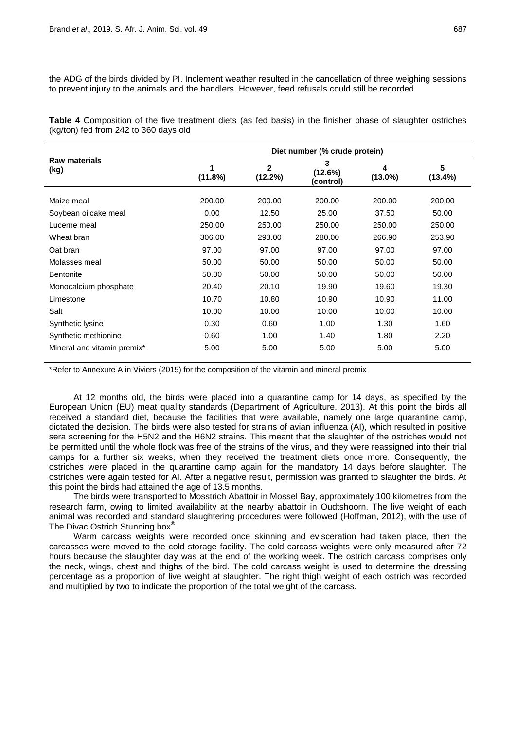the ADG of the birds divided by PI. Inclement weather resulted in the cancellation of three weighing sessions to prevent injury to the animals and the handlers. However, feed refusals could still be recorded.

**Table 4** Composition of the five treatment diets (as fed basis) in the finisher phase of slaughter ostriches (kg/ton) fed from 242 to 360 days old

| Raw materials (kg) | Diet number (% crude protein) | | | | |
|---|---|---|---|---|---|
| | 1 (11.8%) | 2 (12.2%) | 3 (12.6%) (control) | 4 (13.0%) | 5 (13.4%) |
| Maize meal | 200.00 | 200.00 | 200.00 | 200.00 | 200.00 |
| Soybean oilcake meal | 0.00 | 12.50 | 25.00 | 37.50 | 50.00 |
| Lucerne meal | 250.00 | 250.00 | 250.00 | 250.00 | 250.00 |
| Wheat bran | 306.00 | 293.00 | 280.00 | 266.90 | 253.90 |
| Oat bran | 97.00 | 97.00 | 97.00 | 97.00 | 97.00 |
| Molasses meal | 50.00 | 50.00 | 50.00 | 50.00 | 50.00 |
| Bentonite | 50.00 | 50.00 | 50.00 | 50.00 | 50.00 |
| Monocalcium phosphate | 20.40 | 20.10 | 19.90 | 19.60 | 19.30 |
| Limestone | 10.70 | 10.80 | 10.90 | 10.90 | 11.00 |
| Salt | 10.00 | 10.00 | 10.00 | 10.00 | 10.00 |
| Synthetic lysine | 0.30 | 0.60 | 1.00 | 1.30 | 1.60 |
| Synthetic methionine | 0.60 | 1.00 | 1.40 | 1.80 | 2.20 |
| Mineral and vitamin premix* | 5.00 | 5.00 | 5.00 | 5.00 | 5.00 |

*Refer to Annexure A in Viviers (2015) for the composition of the vitamin and mineral premix

At 12 months old, the birds were placed into a quarantine camp for 14 days, as specified by the European Union (EU) meat quality standards (Department of Agriculture, 2013). At this point the birds all received a standard diet, because the facilities that were available, namely one large quarantine camp, dictated the decision. The birds were also tested for strains of avian influenza (AI), which resulted in positive sera screening for the H5N2 and the H6N2 strains. This meant that the slaughter of the ostriches would not be permitted until the whole flock was free of the strains of the virus, and they were reassigned into their trial camps for a further six weeks, when they received the treatment diets once more. Consequently, the ostriches were placed in the quarantine camp again for the mandatory 14 days before slaughter. The ostriches were again tested for AI. After a negative result, permission was granted to slaughter the birds. At this point the birds had attained the age of 13.5 months.

The birds were transported to Mosstrich Abattoir in Mossel Bay, approximately 100 kilometres from the research farm, owing to limited availability at the nearby abattoir in Oudtshoorn. The live weight of each animal was recorded and standard slaughtering procedures were followed (Hoffman, 2012), with the use of The Divac Ostrich Stunning box®.

Warm carcass weights were recorded once skinning and evisceration had taken place, then the carcasses were moved to the cold storage facility. The cold carcass weights were only measured after 72 hours because the slaughter day was at the end of the working week. The ostrich carcass comprises only the neck, wings, chest and thighs of the bird. The cold carcass weight is used to determine the dressing percentage as a proportion of live weight at slaughter. The right thigh weight of each ostrich was recorded and multiplied by two to indicate the proportion of the total weight of the carcass.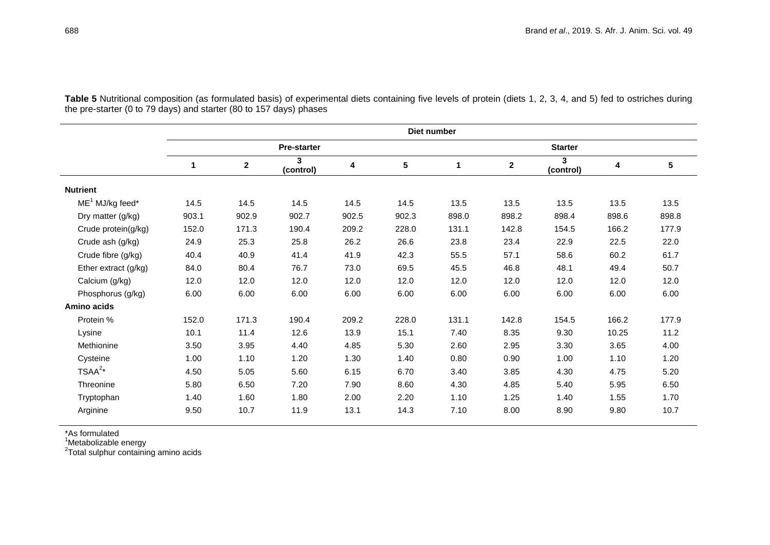**Table 5** Nutritional composition (as formulated basis) of experimental diets containing five levels of protein (diets 1, 2, 3, 4, and 5) fed to ostriches during the pre-starter (0 to 79 days) and starter (80 to 157 days) phases

| | Diet number | | | | | | | | | |
|---|---|---|---|---|---|---|---|---|---|---|
| | Pre-starter | | | | | Starter | | | | |
| | **1** | **2** | **3 (control)** | **4** | **5** | **1** | **2** | **3 (control)** | **4** | **5** |
| **Nutrient** | | | | | | | | | | |
| ME[1] MJ/kg feed* | 14.5 | 14.5 | 14.5 | 14.5 | 14.5 | 13.5 | 13.5 | 13.5 | 13.5 | 13.5 |
| Dry matter (g/kg) | 903.1 | 902.9 | 902.7 | 902.5 | 902.3 | 898.0 | 898.2 | 898.4 | 898.6 | 898.8 |
| Crude protein(g/kg) | 152.0 | 171.3 | 190.4 | 209.2 | 228.0 | 131.1 | 142.8 | 154.5 | 166.2 | 177.9 |
| Crude ash (g/kg) | 24.9 | 25.3 | 25.8 | 26.2 | 26.6 | 23.8 | 23.4 | 22.9 | 22.5 | 22.0 |
| Crude fibre (g/kg) | 40.4 | 40.9 | 41.4 | 41.9 | 42.3 | 55.5 | 57.1 | 58.6 | 60.2 | 61.7 |
| Ether extract (g/kg) | 84.0 | 80.4 | 76.7 | 73.0 | 69.5 | 45.5 | 46.8 | 48.1 | 49.4 | 50.7 |
| Calcium (g/kg) | 12.0 | 12.0 | 12.0 | 12.0 | 12.0 | 12.0 | 12.0 | 12.0 | 12.0 | 12.0 |
| Phosphorus (g/kg) | 6.00 | 6.00 | 6.00 | 6.00 | 6.00 | 6.00 | 6.00 | 6.00 | 6.00 | 6.00 |
| **Amino acids** | | | | | | | | | | |
| Protein % | 152.0 | 171.3 | 190.4 | 209.2 | 228.0 | 131.1 | 142.8 | 154.5 | 166.2 | 177.9 |
| Lysine | 10.1 | 11.4 | 12.6 | 13.9 | 15.1 | 7.40 | 8.35 | 9.30 | 10.25 | 11.2 |
| Methionine | 3.50 | 3.95 | 4.40 | 4.85 | 5.30 | 2.60 | 2.95 | 3.30 | 3.65 | 4.00 |
| Cysteine | 1.00 | 1.10 | 1.20 | 1.30 | 1.40 | 0.80 | 0.90 | 1.00 | 1.10 | 1.20 |
| TSAA[2]* | 4.50 | 5.05 | 5.60 | 6.15 | 6.70 | 3.40 | 3.85 | 4.30 | 4.75 | 5.20 |
| Threonine | 5.80 | 6.50 | 7.20 | 7.90 | 8.60 | 4.30 | 4.85 | 5.40 | 5.95 | 6.50 |
| Tryptophan | 1.40 | 1.60 | 1.80 | 2.00 | 2.20 | 1.10 | 1.25 | 1.40 | 1.55 | 1.70 |
| Arginine | 9.50 | 10.7 | 11.9 | 13.1 | 14.3 | 7.10 | 8.00 | 8.90 | 9.80 | 10.7 |

*As formulated
[1]Metabolizable energy
[2]Total sulphur containing amino acids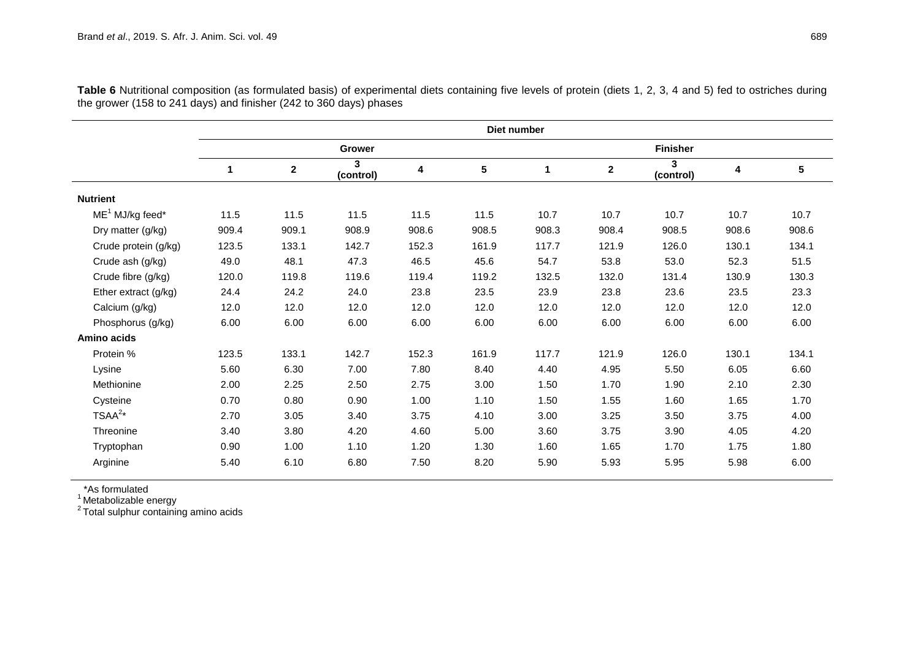**Table 6** Nutritional composition (as formulated basis) of experimental diets containing five levels of protein (diets 1, 2, 3, 4 and 5) fed to ostriches during the grower (158 to 241 days) and finisher (242 to 360 days) phases

| | Diet number | | | | | | | | | |
|---|---|---|---|---|---|---|---|---|---|---|
| | Grower | | | | | Finisher | | | | |
| | 1 | 2 | 3 (control) | 4 | 5 | 1 | 2 | 3 (control) | 4 | 5 |
| **Nutrient** | | | | | | | | | | |
| ME[1] MJ/kg feed* | 11.5 | 11.5 | 11.5 | 11.5 | 11.5 | 10.7 | 10.7 | 10.7 | 10.7 | 10.7 |
| Dry matter (g/kg) | 909.4 | 909.1 | 908.9 | 908.6 | 908.5 | 908.3 | 908.4 | 908.5 | 908.6 | 908.6 |
| Crude protein (g/kg) | 123.5 | 133.1 | 142.7 | 152.3 | 161.9 | 117.7 | 121.9 | 126.0 | 130.1 | 134.1 |
| Crude ash (g/kg) | 49.0 | 48.1 | 47.3 | 46.5 | 45.6 | 54.7 | 53.8 | 53.0 | 52.3 | 51.5 |
| Crude fibre (g/kg) | 120.0 | 119.8 | 119.6 | 119.4 | 119.2 | 132.5 | 132.0 | 131.4 | 130.9 | 130.3 |
| Ether extract (g/kg) | 24.4 | 24.2 | 24.0 | 23.8 | 23.5 | 23.9 | 23.8 | 23.6 | 23.5 | 23.3 |
| Calcium (g/kg) | 12.0 | 12.0 | 12.0 | 12.0 | 12.0 | 12.0 | 12.0 | 12.0 | 12.0 | 12.0 |
| Phosphorus (g/kg) | 6.00 | 6.00 | 6.00 | 6.00 | 6.00 | 6.00 | 6.00 | 6.00 | 6.00 | 6.00 |
| **Amino acids** | | | | | | | | | | |
| Protein % | 123.5 | 133.1 | 142.7 | 152.3 | 161.9 | 117.7 | 121.9 | 126.0 | 130.1 | 134.1 |
| Lysine | 5.60 | 6.30 | 7.00 | 7.80 | 8.40 | 4.40 | 4.95 | 5.50 | 6.05 | 6.60 |
| Methionine | 2.00 | 2.25 | 2.50 | 2.75 | 3.00 | 1.50 | 1.70 | 1.90 | 2.10 | 2.30 |
| Cysteine | 0.70 | 0.80 | 0.90 | 1.00 | 1.10 | 1.50 | 1.55 | 1.60 | 1.65 | 1.70 |
| TSAA[2]* | 2.70 | 3.05 | 3.40 | 3.75 | 4.10 | 3.00 | 3.25 | 3.50 | 3.75 | 4.00 |
| Threonine | 3.40 | 3.80 | 4.20 | 4.60 | 5.00 | 3.60 | 3.75 | 3.90 | 4.05 | 4.20 |
| Tryptophan | 0.90 | 1.00 | 1.10 | 1.20 | 1.30 | 1.60 | 1.65 | 1.70 | 1.75 | 1.80 |
| Arginine | 5.40 | 6.10 | 6.80 | 7.50 | 8.20 | 5.90 | 5.93 | 5.95 | 5.98 | 6.00 |

*As formulated
[1] Metabolizable energy
[2] Total sulphur containing amino acids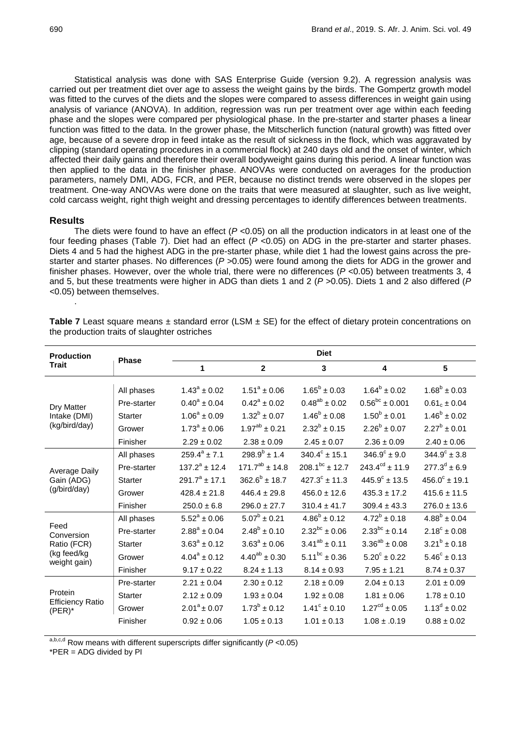Statistical analysis was done with SAS Enterprise Guide (version 9.2). A regression analysis was carried out per treatment diet over age to assess the weight gains by the birds. The Gompertz growth model was fitted to the curves of the diets and the slopes were compared to assess differences in weight gain using analysis of variance (ANOVA). In addition, regression was run per treatment over age within each feeding phase and the slopes were compared per physiological phase. In the pre-starter and starter phases a linear function was fitted to the data. In the grower phase, the Mitscherlich function (natural growth) was fitted over age, because of a severe drop in feed intake as the result of sickness in the flock, which was aggravated by clipping (standard operating procedures in a commercial flock) at 240 days old and the onset of winter, which affected their daily gains and therefore their overall bodyweight gains during this period. A linear function was then applied to the data in the finisher phase. ANOVAs were conducted on averages for the production parameters, namely DMI, ADG, FCR, and PER, because no distinct trends were observed in the slopes per treatment. One-way ANOVAs were done on the traits that were measured at slaughter, such as live weight, cold carcass weight, right thigh weight and dressing percentages to identify differences between treatments.

## Results

The diets were found to have an effect ($P$ <0.05) on all the production indicators in at least one of the four feeding phases (Table 7). Diet had an effect ($P$ <0.05) on ADG in the pre-starter and starter phases. Diets 4 and 5 had the highest ADG in the pre-starter phase, while diet 1 had the lowest gains across the pre-starter and starter phases. No differences ($P$ >0.05) were found among the diets for ADG in the grower and finisher phases. However, over the whole trial, there were no differences ($P$ <0.05) between treatments 3, 4 and 5, but these treatments were higher in ADG than diets 1 and 2 ($P$ >0.05). Diets 1 and 2 also differed ($P$ <0.05) between themselves.

.

**Table 7** Least square means ± standard error (LSM ± SE) for the effect of dietary protein concentrations on the production traits of slaughter ostriches

| Production Trait | Phase | Diet | | | | |
|---|---|---|---|---|---|---|
| | | 1 | 2 | 3 | 4 | 5 |
| Dry Matter Intake (DMI) (kg/bird/day) | All phases | $1.43^{a}$ ± 0.02 | $1.51^{a}$ ± 0.06 | $1.65^{b}$ ± 0.03 | $1.64^{b}$ ± 0.02 | $1.68^{b}$ ± 0.03 |
| | Pre-starter | $0.40^{a}$ ± 0.04 | $0.42^{a}$ ± 0.02 | $0.48^{ab}$ ± 0.02 | $0.56^{bc}$ ± 0.001 | $0.61_{c}$ ± 0.04 |
| | Starter | $1.06^{a}$ ± 0.09 | $1.32^{b}$ ± 0.07 | $1.46^{b}$ ± 0.08 | $1.50^{b}$ ± 0.01 | $1.46^{b}$ ± 0.02 |
| | Grower | $1.73^{a}$ ± 0.06 | $1.97^{ab}$ ± 0.21 | $2.32^{b}$ ± 0.15 | $2.26^{b}$ ± 0.07 | $2.27^{b}$ ± 0.01 |
| | Finisher | 2.29 ± 0.02 | 2.38 ± 0.09 | 2.45 ± 0.07 | 2.36 ± 0.09 | 2.40 ± 0.06 |
| Average Daily Gain (ADG) (g/bird/day) | All phases | $259.4^{a}$ ± 7.1 | $298.9^{b}$ ± 1.4 | $340.4^{c}$ ± 15.1 | $346.9^{c}$ ± 9.0 | $344.9^{c}$ ± 3.8 |
| | Pre-starter | $137.2^{a}$ ± 12.4 | $171.7^{ab}$ ± 14.8 | $208.1^{bc}$ ± 12.7 | $243.4^{cd}$ ± 11.9 | $277.3^{d}$ ± 6.9 |
| | Starter | $291.7^{a}$ ± 17.1 | $362.6^{b}$ ± 18.7 | $427.3^{c}$ ± 11.3 | $445.9^{c}$ ± 13.5 | $456.0^{c}$ ± 19.1 |
| | Grower | 428.4 ± 21.8 | 446.4 ± 29.8 | 456.0 ± 12.6 | 435.3 ± 17.2 | 415.6 ± 11.5 |
| | Finisher | 250.0 ± 6.8 | 296.0 ± 27.7 | 310.4 ± 41.7 | 309.4 ± 43.3 | 276.0 ± 13.6 |
| Feed Conversion Ratio (FCR) (kg feed/kg weight gain) | All phases | $5.52^{a}$ ± 0.06 | $5.07^{b}$ ± 0.21 | $4.86^{b}$ ± 0.12 | $4.72^{b}$ ± 0.18 | $4.88^{b}$ ± 0.04 |
| | Pre-starter | $2.88^{a}$ ± 0.04 | $2.48^{b}$ ± 0.10 | $2.32^{bc}$ ± 0.06 | $2.33^{bc}$ ± 0.14 | $2.18^{c}$ ± 0.08 |
| | Starter | $3.63^{a}$ ± 0.12 | $3.63^{a}$ ± 0.06 | $3.41^{ab}$ ± 0.11 | $3.36^{ab}$ ± 0.08 | $3.21^{b}$ ± 0.18 |
| | Grower | $4.04^{a}$ ± 0.12 | $4.40^{ab}$ ± 0.30 | $5.11^{bc}$ ± 0.36 | $5.20^{c}$ ± 0.22 | $5.46^{c}$ ± 0.13 |
| | Finisher | 9.17 ± 0.22 | 8.24 ± 1.13 | 8.14 ± 0.93 | 7.95 ± 1.21 | 8.74 ± 0.37 |
| Protein Efficiency Ratio (PER)* | Pre-starter | 2.21 ± 0.04 | 2.30 ± 0.12 | 2.18 ± 0.09 | 2.04 ± 0.13 | 2.01 ± 0.09 |
| | Starter | 2.12 ± 0.09 | 1.93 ± 0.04 | 1.92 ± 0.08 | 1.81 ± 0.06 | 1.78 ± 0.10 |
| | Grower | $2.01^{a}$ ± 0.07 | $1.73^{b}$ ± 0.12 | $1.41^{c}$ ± 0.10 | $1.27^{cd}$ ± 0.05 | $1.13^{d}$ ± 0.02 |
| | Finisher | 0.92 ± 0.06 | 1.05 ± 0.13 | 1.01 ± 0.13 | 1.08 ± .0.19 | 0.88 ± 0.02 |

[a,b,c,d] Row means with different superscripts differ significantly ($P$ <0.05)

*PER = ADG divided by PI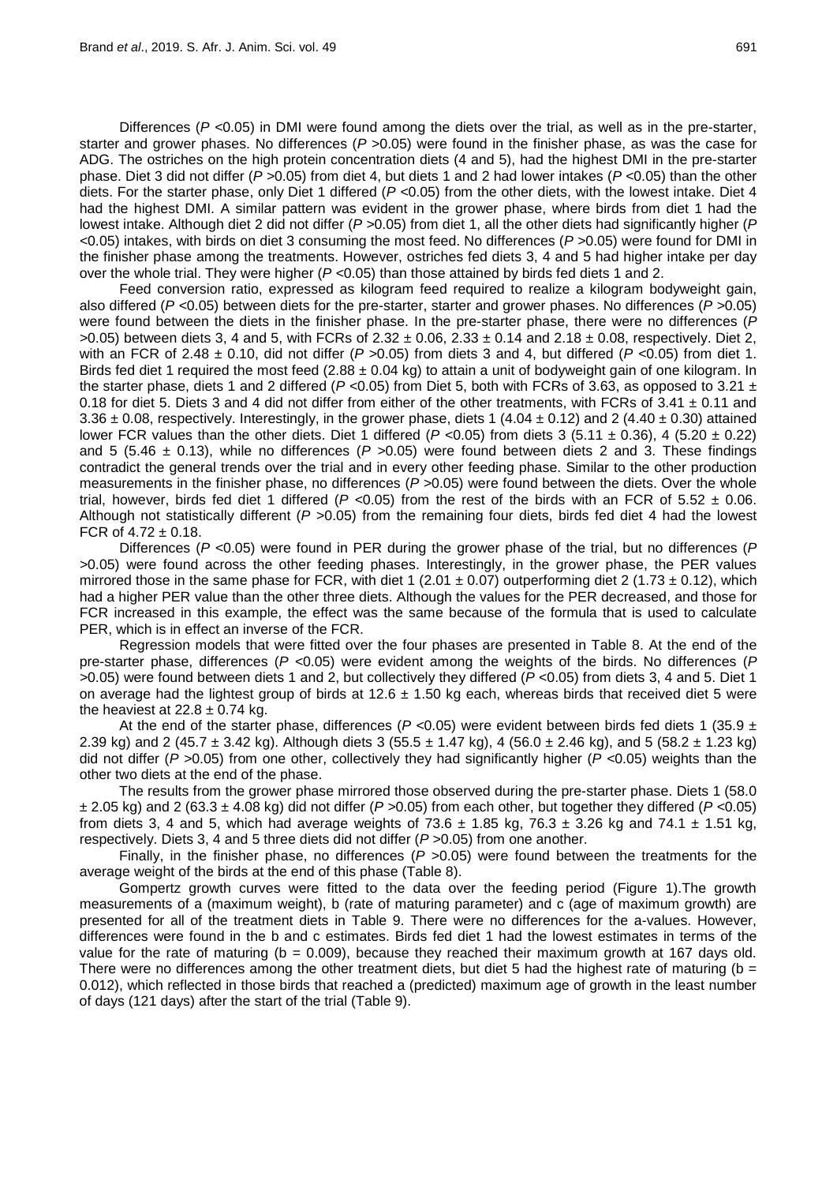Differences ($P$ <0.05) in DMI were found among the diets over the trial, as well as in the pre-starter, starter and grower phases. No differences ($P$ >0.05) were found in the finisher phase, as was the case for ADG. The ostriches on the high protein concentration diets (4 and 5), had the highest DMI in the pre-starter phase. Diet 3 did not differ ($P$ >0.05) from diet 4, but diets 1 and 2 had lower intakes ($P$ <0.05) than the other diets. For the starter phase, only Diet 1 differed ($P$ <0.05) from the other diets, with the lowest intake. Diet 4 had the highest DMI. A similar pattern was evident in the grower phase, where birds from diet 1 had the lowest intake. Although diet 2 did not differ ($P$ >0.05) from diet 1, all the other diets had significantly higher ($P$ <0.05) intakes, with birds on diet 3 consuming the most feed. No differences ($P$ >0.05) were found for DMI in the finisher phase among the treatments. However, ostriches fed diets 3, 4 and 5 had higher intake per day over the whole trial. They were higher ($P$ <0.05) than those attained by birds fed diets 1 and 2.

Feed conversion ratio, expressed as kilogram feed required to realize a kilogram bodyweight gain, also differed ($P$ <0.05) between diets for the pre-starter, starter and grower phases. No differences ($P$ >0.05) were found between the diets in the finisher phase. In the pre-starter phase, there were no differences ($P$ >0.05) between diets 3, 4 and 5, with FCRs of 2.32 ± 0.06, 2.33 ± 0.14 and 2.18 ± 0.08, respectively. Diet 2, with an FCR of 2.48 ± 0.10, did not differ ($P$ >0.05) from diets 3 and 4, but differed ($P$ <0.05) from diet 1. Birds fed diet 1 required the most feed (2.88 ± 0.04 kg) to attain a unit of bodyweight gain of one kilogram. In the starter phase, diets 1 and 2 differed ($P$ <0.05) from Diet 5, both with FCRs of 3.63, as opposed to 3.21 ± 0.18 for diet 5. Diets 3 and 4 did not differ from either of the other treatments, with FCRs of 3.41 ± 0.11 and 3.36 ± 0.08, respectively. Interestingly, in the grower phase, diets 1 (4.04 ± 0.12) and 2 (4.40 ± 0.30) attained lower FCR values than the other diets. Diet 1 differed ($P$ <0.05) from diets 3 (5.11 ± 0.36), 4 (5.20 ± 0.22) and 5 (5.46 ± 0.13), while no differences ($P$ >0.05) were found between diets 2 and 3. These findings contradict the general trends over the trial and in every other feeding phase. Similar to the other production measurements in the finisher phase, no differences ($P$ >0.05) were found between the diets. Over the whole trial, however, birds fed diet 1 differed ($P$ <0.05) from the rest of the birds with an FCR of 5.52 ± 0.06. Although not statistically different ($P$ >0.05) from the remaining four diets, birds fed diet 4 had the lowest FCR of 4.72 ± 0.18.

Differences ($P$ <0.05) were found in PER during the grower phase of the trial, but no differences ($P$ >0.05) were found across the other feeding phases. Interestingly, in the grower phase, the PER values mirrored those in the same phase for FCR, with diet 1 (2.01 ± 0.07) outperforming diet 2 (1.73 ± 0.12), which had a higher PER value than the other three diets. Although the values for the PER decreased, and those for FCR increased in this example, the effect was the same because of the formula that is used to calculate PER, which is in effect an inverse of the FCR.

Regression models that were fitted over the four phases are presented in Table 8. At the end of the pre-starter phase, differences ($P$ <0.05) were evident among the weights of the birds. No differences ($P$ >0.05) were found between diets 1 and 2, but collectively they differed ($P$ <0.05) from diets 3, 4 and 5. Diet 1 on average had the lightest group of birds at 12.6 ± 1.50 kg each, whereas birds that received diet 5 were the heaviest at 22.8 ± 0.74 kg.

At the end of the starter phase, differences ($P$ <0.05) were evident between birds fed diets 1 (35.9 ± 2.39 kg) and 2 (45.7 ± 3.42 kg). Although diets 3 (55.5 ± 1.47 kg), 4 (56.0 ± 2.46 kg), and 5 (58.2 ± 1.23 kg) did not differ ($P$ >0.05) from one other, collectively they had significantly higher ($P$ <0.05) weights than the other two diets at the end of the phase.

The results from the grower phase mirrored those observed during the pre-starter phase. Diets 1 (58.0 ± 2.05 kg) and 2 (63.3 ± 4.08 kg) did not differ ($P$ >0.05) from each other, but together they differed ($P$ <0.05) from diets 3, 4 and 5, which had average weights of 73.6 ± 1.85 kg, 76.3 ± 3.26 kg and 74.1 ± 1.51 kg, respectively. Diets 3, 4 and 5 three diets did not differ ($P$ >0.05) from one another.

Finally, in the finisher phase, no differences ($P$ >0.05) were found between the treatments for the average weight of the birds at the end of this phase (Table 8).

Gompertz growth curves were fitted to the data over the feeding period (Figure 1).The growth measurements of a (maximum weight), b (rate of maturing parameter) and c (age of maximum growth) are presented for all of the treatment diets in Table 9. There were no differences for the a-values. However, differences were found in the b and c estimates. Birds fed diet 1 had the lowest estimates in terms of the value for the rate of maturing (b = 0.009), because they reached their maximum growth at 167 days old. There were no differences among the other treatment diets, but diet 5 had the highest rate of maturing (b = 0.012), which reflected in those birds that reached a (predicted) maximum age of growth in the least number of days (121 days) after the start of the trial (Table 9).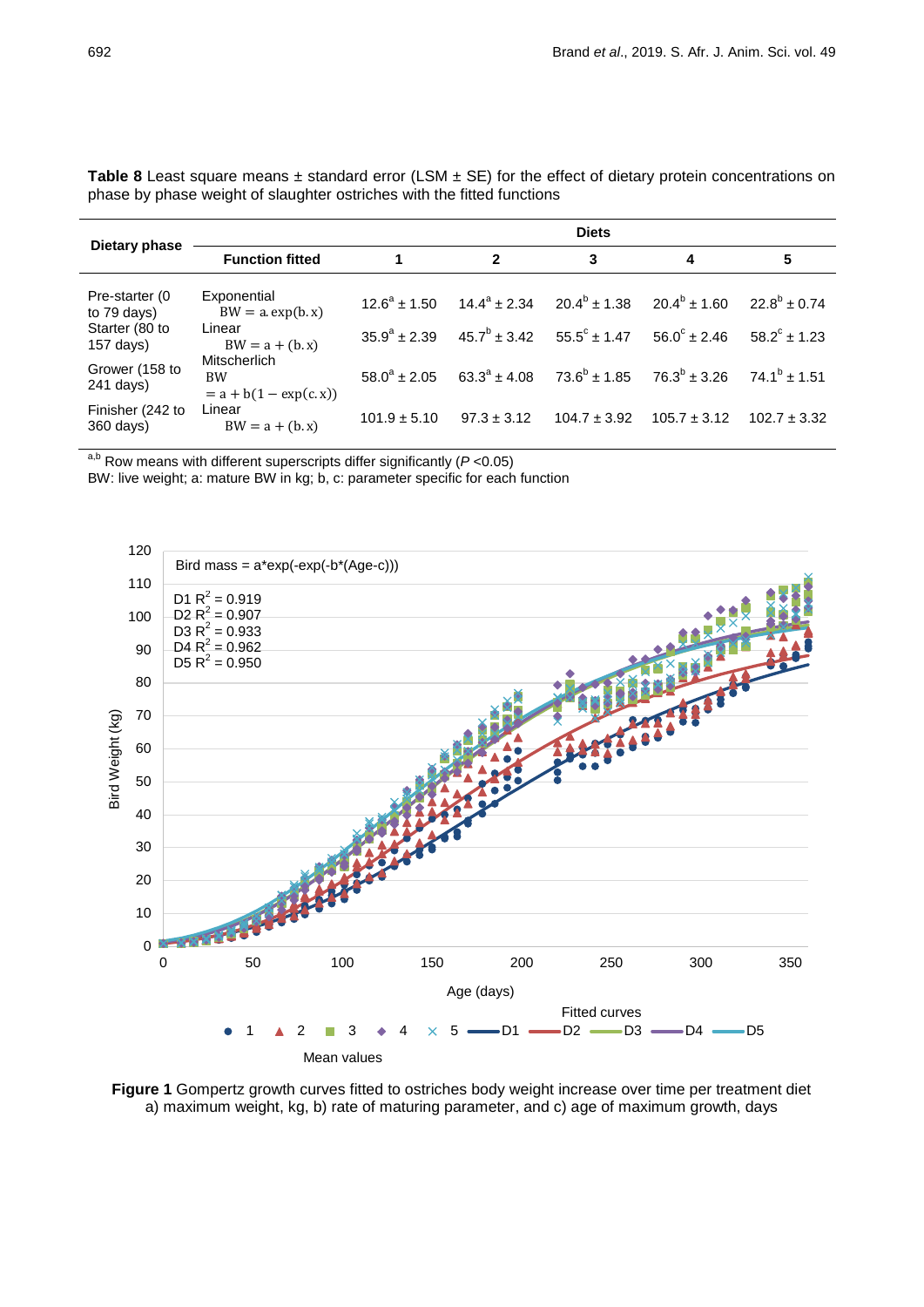**Table 8** Least square means ± standard error (LSM ± SE) for the effect of dietary protein concentrations on phase by phase weight of slaughter ostriches with the fitted functions

| Dietary phase | Function fitted | Diets 1 | 2 | 3 | 4 | 5 |
|---|---|---|---|---|---|---|
| Pre-starter (0 to 79 days) | Exponential $BW = a.\exp(b.x)$ | 12.6[a] ± 1.50 | 14.4[a] ± 2.34 | 20.4[b] ± 1.38 | 20.4[b] ± 1.60 | 22.8[b] ± 0.74 |
| Starter (80 to 157 days) | Linear $BW = a + (b.x)$ | 35.9[a] ± 2.39 | 45.7[b] ± 3.42 | 55.5[c] ± 1.47 | 56.0[c] ± 2.46 | 58.2[c] ± 1.23 |
| Grower (158 to 241 days) | Mitscherlich $BW = a + b(1 - \exp(c.x))$ | 58.0[a] ± 2.05 | 63.3[a] ± 4.08 | 73.6[b] ± 1.85 | 76.3[b] ± 3.26 | 74.1[b] ± 1.51 |
| Finisher (242 to 360 days) | Linear $BW = a + (b.x)$ | 101.9 ± 5.10 | 97.3 ± 3.12 | 104.7 ± 3.92 | 105.7 ± 3.12 | 102.7 ± 3.32 |

[a,b] Row means with different superscripts differ significantly ($P$ <0.05)
BW: live weight; a: mature BW in kg; b, c: parameter specific for each function

**Figure 1** Gompertz growth curves fitted to ostriches body weight increase over time per treatment diet a) maximum weight, kg, b) rate of maturing parameter, and c) age of maximum growth, days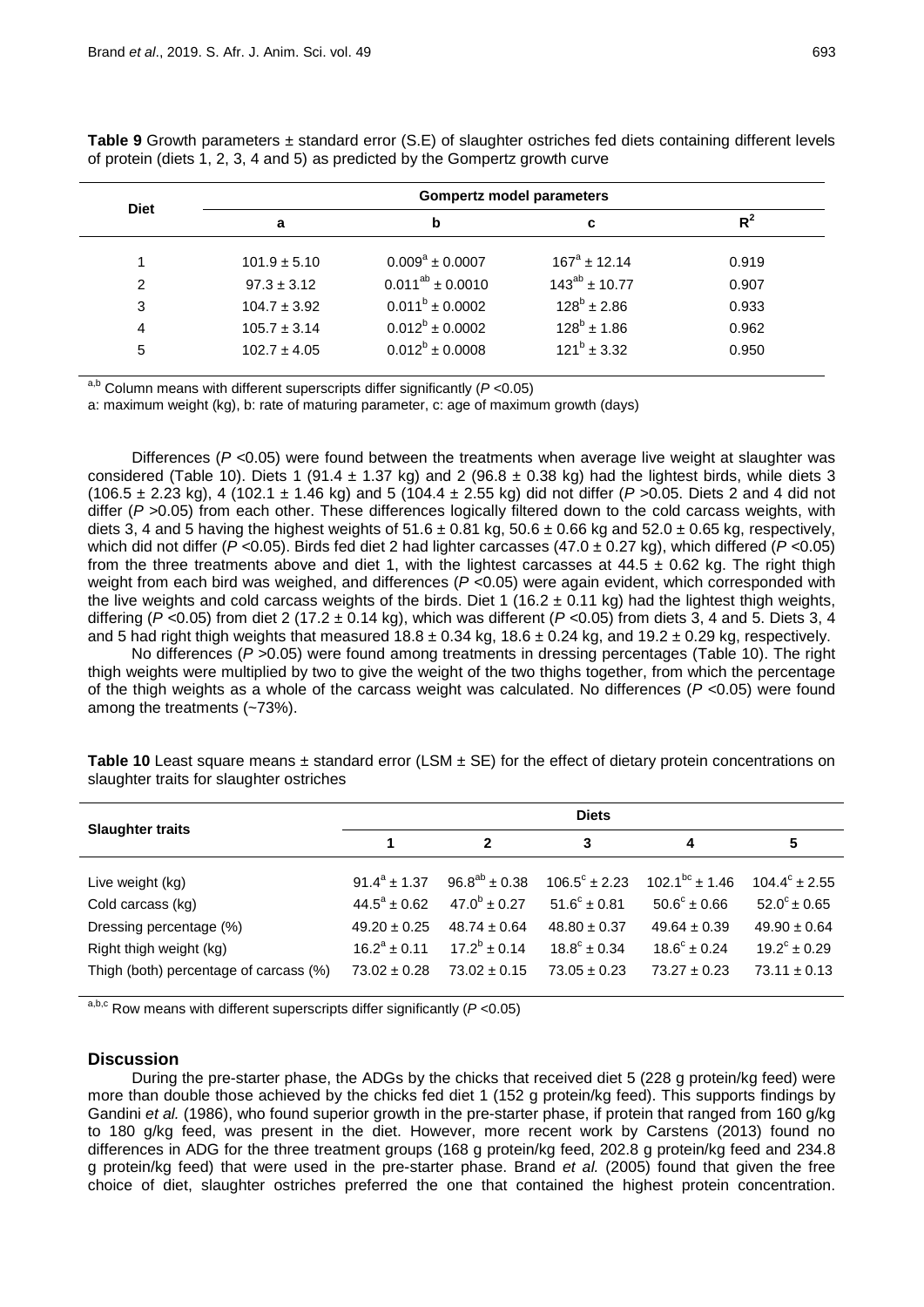**Table 9** Growth parameters ± standard error (S.E) of slaughter ostriches fed diets containing different levels of protein (diets 1, 2, 3, 4 and 5) as predicted by the Gompertz growth curve

| Diet | Gompertz model parameters | | | |
|---|---|---|---|---|
| | a | b | c | $R^2$ |
| 1 | 101.9 ± 5.10 | $0.009^a$ ± 0.0007 | $167^a$ ± 12.14 | 0.919 |
| 2 | 97.3 ± 3.12 | $0.011^{ab}$ ± 0.0010 | $143^{ab}$ ± 10.77 | 0.907 |
| 3 | 104.7 ± 3.92 | $0.011^b$ ± 0.0002 | $128^b$ ± 2.86 | 0.933 |
| 4 | 105.7 ± 3.14 | $0.012^b$ ± 0.0002 | $128^b$ ± 1.86 | 0.962 |
| 5 | 102.7 ± 4.05 | $0.012^b$ ± 0.0008 | $121^b$ ± 3.32 | 0.950 |

$^{a,b}$ Column means with different superscripts differ significantly ($P$ <0.05)

a: maximum weight (kg), b: rate of maturing parameter, c: age of maximum growth (days)

Differences ($P$ <0.05) were found between the treatments when average live weight at slaughter was considered (Table 10). Diets 1 (91.4 ± 1.37 kg) and 2 (96.8 ± 0.38 kg) had the lightest birds, while diets 3 (106.5 ± 2.23 kg), 4 (102.1 ± 1.46 kg) and 5 (104.4 ± 2.55 kg) did not differ ($P$ >0.05. Diets 2 and 4 did not differ ($P$ >0.05) from each other. These differences logically filtered down to the cold carcass weights, with diets 3, 4 and 5 having the highest weights of 51.6 ± 0.81 kg, 50.6 ± 0.66 kg and 52.0 ± 0.65 kg, respectively, which did not differ ($P$ <0.05). Birds fed diet 2 had lighter carcasses (47.0 ± 0.27 kg), which differed ($P$ <0.05) from the three treatments above and diet 1, with the lightest carcasses at 44.5 ± 0.62 kg. The right thigh weight from each bird was weighed, and differences ($P$ <0.05) were again evident, which corresponded with the live weights and cold carcass weights of the birds. Diet 1 (16.2 ± 0.11 kg) had the lightest thigh weights, differing ($P$ <0.05) from diet 2 (17.2 ± 0.14 kg), which was different ($P$ <0.05) from diets 3, 4 and 5. Diets 3, 4 and 5 had right thigh weights that measured 18.8 ± 0.34 kg, 18.6 ± 0.24 kg, and 19.2 ± 0.29 kg, respectively.

No differences ($P$ >0.05) were found among treatments in dressing percentages (Table 10). The right thigh weights were multiplied by two to give the weight of the two thighs together, from which the percentage of the thigh weights as a whole of the carcass weight was calculated. No differences ($P$ <0.05) were found among the treatments (~73%).

**Table 10** Least square means ± standard error (LSM ± SE) for the effect of dietary protein concentrations on slaughter traits for slaughter ostriches

| Slaughter traits | Diets | | | | |
|---|---|---|---|---|---|
| | 1 | 2 | 3 | 4 | 5 |
| Live weight (kg) | $91.4^a$ ± 1.37 | $96.8^{ab}$ ± 0.38 | $106.5^c$ ± 2.23 | $102.1^{bc}$ ± 1.46 | $104.4^c$ ± 2.55 |
| Cold carcass (kg) | $44.5^a$ ± 0.62 | $47.0^b$ ± 0.27 | $51.6^c$ ± 0.81 | $50.6^c$ ± 0.66 | $52.0^c$ ± 0.65 |
| Dressing percentage (%) | 49.20 ± 0.25 | 48.74 ± 0.64 | 48.80 ± 0.37 | 49.64 ± 0.39 | 49.90 ± 0.64 |
| Right thigh weight (kg) | $16.2^a$ ± 0.11 | $17.2^b$ ± 0.14 | $18.8^c$ ± 0.34 | $18.6^c$ ± 0.24 | $19.2^c$ ± 0.29 |
| Thigh (both) percentage of carcass (%) | 73.02 ± 0.28 | 73.02 ± 0.15 | 73.05 ± 0.23 | 73.27 ± 0.23 | 73.11 ± 0.13 |

$^{a,b,c}$ Row means with different superscripts differ significantly ($P$ <0.05)

## Discussion

During the pre-starter phase, the ADGs by the chicks that received diet 5 (228 g protein/kg feed) were more than double those achieved by the chicks fed diet 1 (152 g protein/kg feed). This supports findings by Gandini *et al.* (1986), who found superior growth in the pre-starter phase, if protein that ranged from 160 g/kg to 180 g/kg feed, was present in the diet. However, more recent work by Carstens (2013) found no differences in ADG for the three treatment groups (168 g protein/kg feed, 202.8 g protein/kg feed and 234.8 g protein/kg feed) that were used in the pre-starter phase. Brand *et al.* (2005) found that given the free choice of diet, slaughter ostriches preferred the one that contained the highest protein concentration.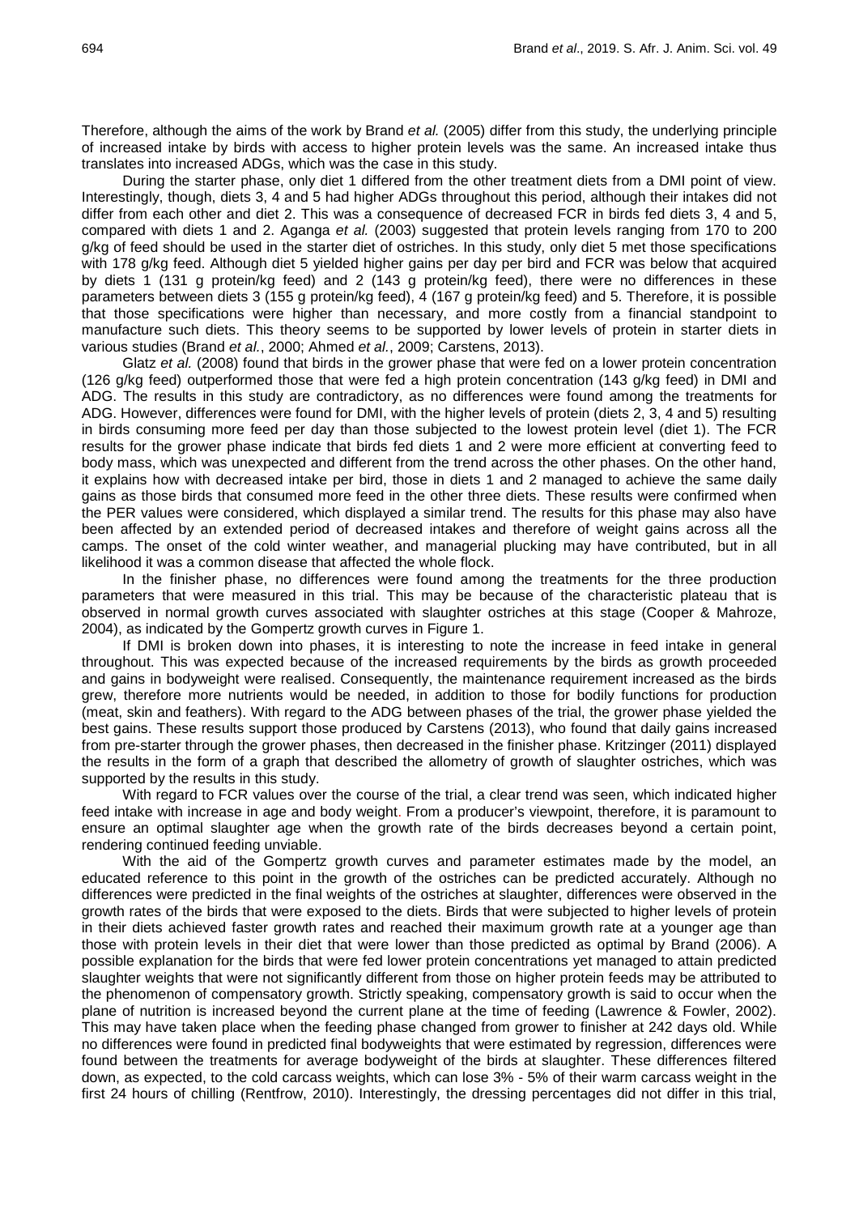Therefore, although the aims of the work by Brand *et al.* (2005) differ from this study, the underlying principle of increased intake by birds with access to higher protein levels was the same. An increased intake thus translates into increased ADGs, which was the case in this study.

During the starter phase, only diet 1 differed from the other treatment diets from a DMI point of view. Interestingly, though, diets 3, 4 and 5 had higher ADGs throughout this period, although their intakes did not differ from each other and diet 2. This was a consequence of decreased FCR in birds fed diets 3, 4 and 5, compared with diets 1 and 2. Aganga *et al.* (2003) suggested that protein levels ranging from 170 to 200 g/kg of feed should be used in the starter diet of ostriches. In this study, only diet 5 met those specifications with 178 g/kg feed. Although diet 5 yielded higher gains per day per bird and FCR was below that acquired by diets 1 (131 g protein/kg feed) and 2 (143 g protein/kg feed), there were no differences in these parameters between diets 3 (155 g protein/kg feed), 4 (167 g protein/kg feed) and 5. Therefore, it is possible that those specifications were higher than necessary, and more costly from a financial standpoint to manufacture such diets. This theory seems to be supported by lower levels of protein in starter diets in various studies (Brand *et al.*, 2000; Ahmed *et al.*, 2009; Carstens, 2013).

Glatz *et al.* (2008) found that birds in the grower phase that were fed on a lower protein concentration (126 g/kg feed) outperformed those that were fed a high protein concentration (143 g/kg feed) in DMI and ADG. The results in this study are contradictory, as no differences were found among the treatments for ADG. However, differences were found for DMI, with the higher levels of protein (diets 2, 3, 4 and 5) resulting in birds consuming more feed per day than those subjected to the lowest protein level (diet 1). The FCR results for the grower phase indicate that birds fed diets 1 and 2 were more efficient at converting feed to body mass, which was unexpected and different from the trend across the other phases. On the other hand, it explains how with decreased intake per bird, those in diets 1 and 2 managed to achieve the same daily gains as those birds that consumed more feed in the other three diets. These results were confirmed when the PER values were considered, which displayed a similar trend. The results for this phase may also have been affected by an extended period of decreased intakes and therefore of weight gains across all the camps. The onset of the cold winter weather, and managerial plucking may have contributed, but in all likelihood it was a common disease that affected the whole flock.

In the finisher phase, no differences were found among the treatments for the three production parameters that were measured in this trial. This may be because of the characteristic plateau that is observed in normal growth curves associated with slaughter ostriches at this stage (Cooper & Mahroze, 2004), as indicated by the Gompertz growth curves in Figure 1.

If DMI is broken down into phases, it is interesting to note the increase in feed intake in general throughout. This was expected because of the increased requirements by the birds as growth proceeded and gains in bodyweight were realised. Consequently, the maintenance requirement increased as the birds grew, therefore more nutrients would be needed, in addition to those for bodily functions for production (meat, skin and feathers). With regard to the ADG between phases of the trial, the grower phase yielded the best gains. These results support those produced by Carstens (2013), who found that daily gains increased from pre-starter through the grower phases, then decreased in the finisher phase. Kritzinger (2011) displayed the results in the form of a graph that described the allometry of growth of slaughter ostriches, which was supported by the results in this study.

With regard to FCR values over the course of the trial, a clear trend was seen, which indicated higher feed intake with increase in age and body weight. From a producer's viewpoint, therefore, it is paramount to ensure an optimal slaughter age when the growth rate of the birds decreases beyond a certain point, rendering continued feeding unviable.

With the aid of the Gompertz growth curves and parameter estimates made by the model, an educated reference to this point in the growth of the ostriches can be predicted accurately. Although no differences were predicted in the final weights of the ostriches at slaughter, differences were observed in the growth rates of the birds that were exposed to the diets. Birds that were subjected to higher levels of protein in their diets achieved faster growth rates and reached their maximum growth rate at a younger age than those with protein levels in their diet that were lower than those predicted as optimal by Brand (2006). A possible explanation for the birds that were fed lower protein concentrations yet managed to attain predicted slaughter weights that were not significantly different from those on higher protein feeds may be attributed to the phenomenon of compensatory growth. Strictly speaking, compensatory growth is said to occur when the plane of nutrition is increased beyond the current plane at the time of feeding (Lawrence & Fowler, 2002). This may have taken place when the feeding phase changed from grower to finisher at 242 days old. While no differences were found in predicted final bodyweights that were estimated by regression, differences were found between the treatments for average bodyweight of the birds at slaughter. These differences filtered down, as expected, to the cold carcass weights, which can lose 3% - 5% of their warm carcass weight in the first 24 hours of chilling (Rentfrow, 2010). Interestingly, the dressing percentages did not differ in this trial,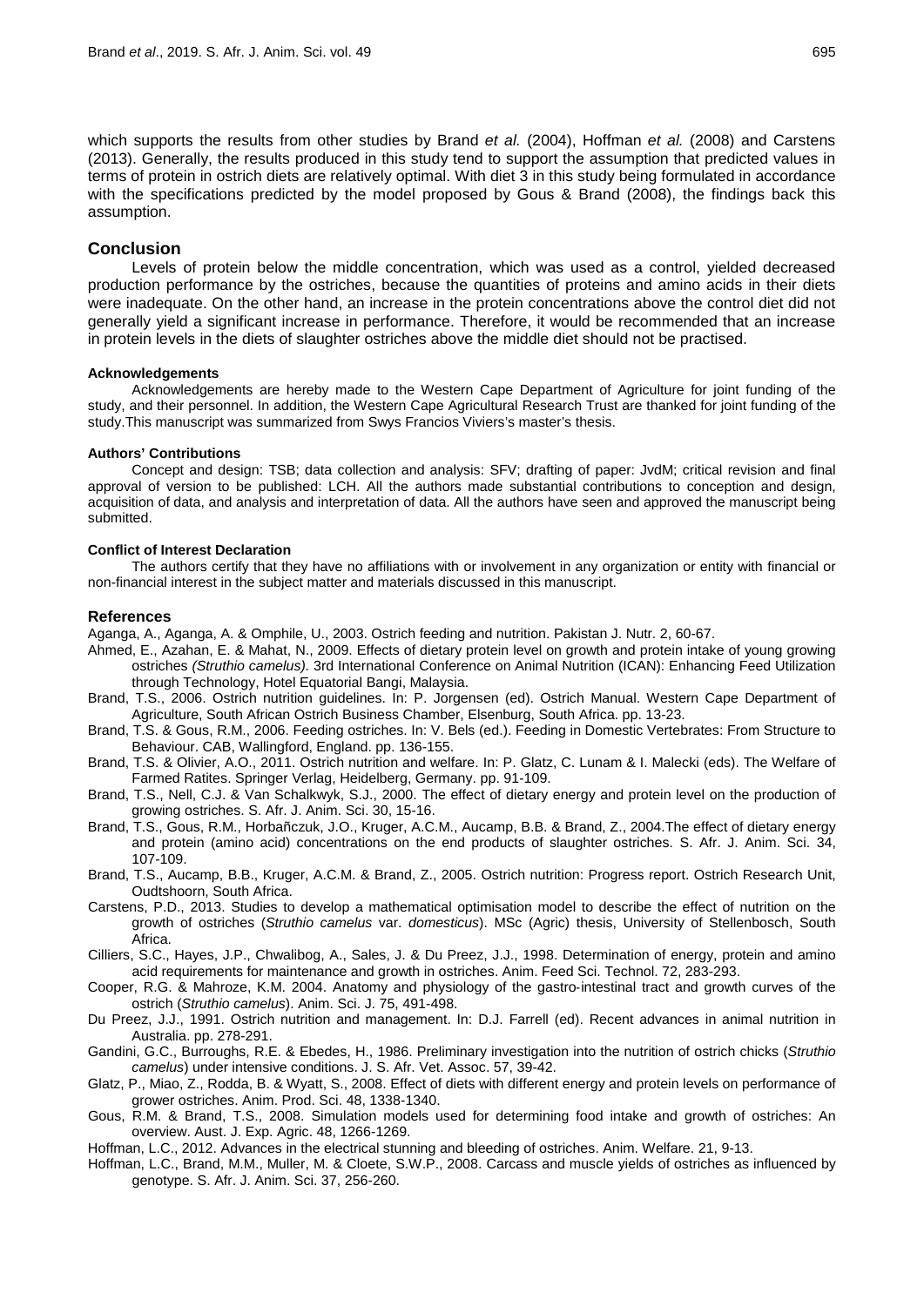which supports the results from other studies by Brand *et al.* (2004), Hoffman *et al.* (2008) and Carstens (2013). Generally, the results produced in this study tend to support the assumption that predicted values in terms of protein in ostrich diets are relatively optimal. With diet 3 in this study being formulated in accordance with the specifications predicted by the model proposed by Gous & Brand (2008), the findings back this assumption.

## Conclusion

Levels of protein below the middle concentration, which was used as a control, yielded decreased production performance by the ostriches, because the quantities of proteins and amino acids in their diets were inadequate. On the other hand, an increase in the protein concentrations above the control diet did not generally yield a significant increase in performance. Therefore, it would be recommended that an increase in protein levels in the diets of slaughter ostriches above the middle diet should not be practised.

#### Acknowledgements

Acknowledgements are hereby made to the Western Cape Department of Agriculture for joint funding of the study, and their personnel. In addition, the Western Cape Agricultural Research Trust are thanked for joint funding of the study.This manuscript was summarized from Swys Francios Viviers's master's thesis.

#### Authors' Contributions

Concept and design: TSB; data collection and analysis: SFV; drafting of paper: JvdM; critical revision and final approval of version to be published: LCH. All the authors made substantial contributions to conception and design, acquisition of data, and analysis and interpretation of data. All the authors have seen and approved the manuscript being submitted.

#### Conflict of Interest Declaration

The authors certify that they have no affiliations with or involvement in any organization or entity with financial or non-financial interest in the subject matter and materials discussed in this manuscript.

## References

Aganga, A., Aganga, A. & Omphile, U., 2003. Ostrich feeding and nutrition. Pakistan J. Nutr. 2, 60-67.

Ahmed, E., Azahan, E. & Mahat, N., 2009. Effects of dietary protein level on growth and protein intake of young growing ostriches *(Struthio camelus).* 3rd International Conference on Animal Nutrition (ICAN): Enhancing Feed Utilization through Technology, Hotel Equatorial Bangi, Malaysia.

Brand, T.S., 2006. Ostrich nutrition guidelines. In: P. Jorgensen (ed). Ostrich Manual. Western Cape Department of Agriculture, South African Ostrich Business Chamber, Elsenburg, South Africa. pp. 13-23.

Brand, T.S. & Gous, R.M., 2006. Feeding ostriches. In: V. Bels (ed.). Feeding in Domestic Vertebrates: From Structure to Behaviour. CAB, Wallingford, England. pp. 136-155.

Brand, T.S. & Olivier, A.O., 2011. Ostrich nutrition and welfare. In: P. Glatz, C. Lunam & I. Malecki (eds). The Welfare of Farmed Ratites. Springer Verlag, Heidelberg, Germany. pp. 91-109.

Brand, T.S., Nell, C.J. & Van Schalkwyk, S.J., 2000. The effect of dietary energy and protein level on the production of growing ostriches. S. Afr. J. Anim. Sci. 30, 15-16.

Brand, T.S., Gous, R.M., Horbañczuk, J.O., Kruger, A.C.M., Aucamp, B.B. & Brand, Z., 2004.The effect of dietary energy and protein (amino acid) concentrations on the end products of slaughter ostriches. S. Afr. J. Anim. Sci. 34, 107-109.

Brand, T.S., Aucamp, B.B., Kruger, A.C.M. & Brand, Z., 2005. Ostrich nutrition: Progress report. Ostrich Research Unit, Oudtshoorn, South Africa.

Carstens, P.D., 2013. Studies to develop a mathematical optimisation model to describe the effect of nutrition on the growth of ostriches (*Struthio camelus* var. *domesticus*). MSc (Agric) thesis, University of Stellenbosch, South Africa.

Cilliers, S.C., Hayes, J.P., Chwalibog, A., Sales, J. & Du Preez, J.J., 1998. Determination of energy, protein and amino acid requirements for maintenance and growth in ostriches. Anim. Feed Sci. Technol. 72, 283-293.

Cooper, R.G. & Mahroze, K.M. 2004. Anatomy and physiology of the gastro-intestinal tract and growth curves of the ostrich (*Struthio camelus*). Anim. Sci. J. 75, 491-498.

Du Preez, J.J., 1991. Ostrich nutrition and management. In: D.J. Farrell (ed). Recent advances in animal nutrition in Australia. pp. 278-291.

Gandini, G.C., Burroughs, R.E. & Ebedes, H., 1986. Preliminary investigation into the nutrition of ostrich chicks (*Struthio camelus*) under intensive conditions. J. S. Afr. Vet. Assoc. 57, 39-42.

Glatz, P., Miao, Z., Rodda, B. & Wyatt, S., 2008. Effect of diets with different energy and protein levels on performance of grower ostriches. Anim. Prod. Sci. 48, 1338-1340.

Gous, R.M. & Brand, T.S., 2008. Simulation models used for determining food intake and growth of ostriches: An overview. Aust. J. Exp. Agric. 48, 1266-1269.

Hoffman, L.C., 2012. Advances in the electrical stunning and bleeding of ostriches. Anim. Welfare. 21, 9-13.

Hoffman, L.C., Brand, M.M., Muller, M. & Cloete, S.W.P., 2008. Carcass and muscle yields of ostriches as influenced by genotype. S. Afr. J. Anim. Sci. 37, 256-260.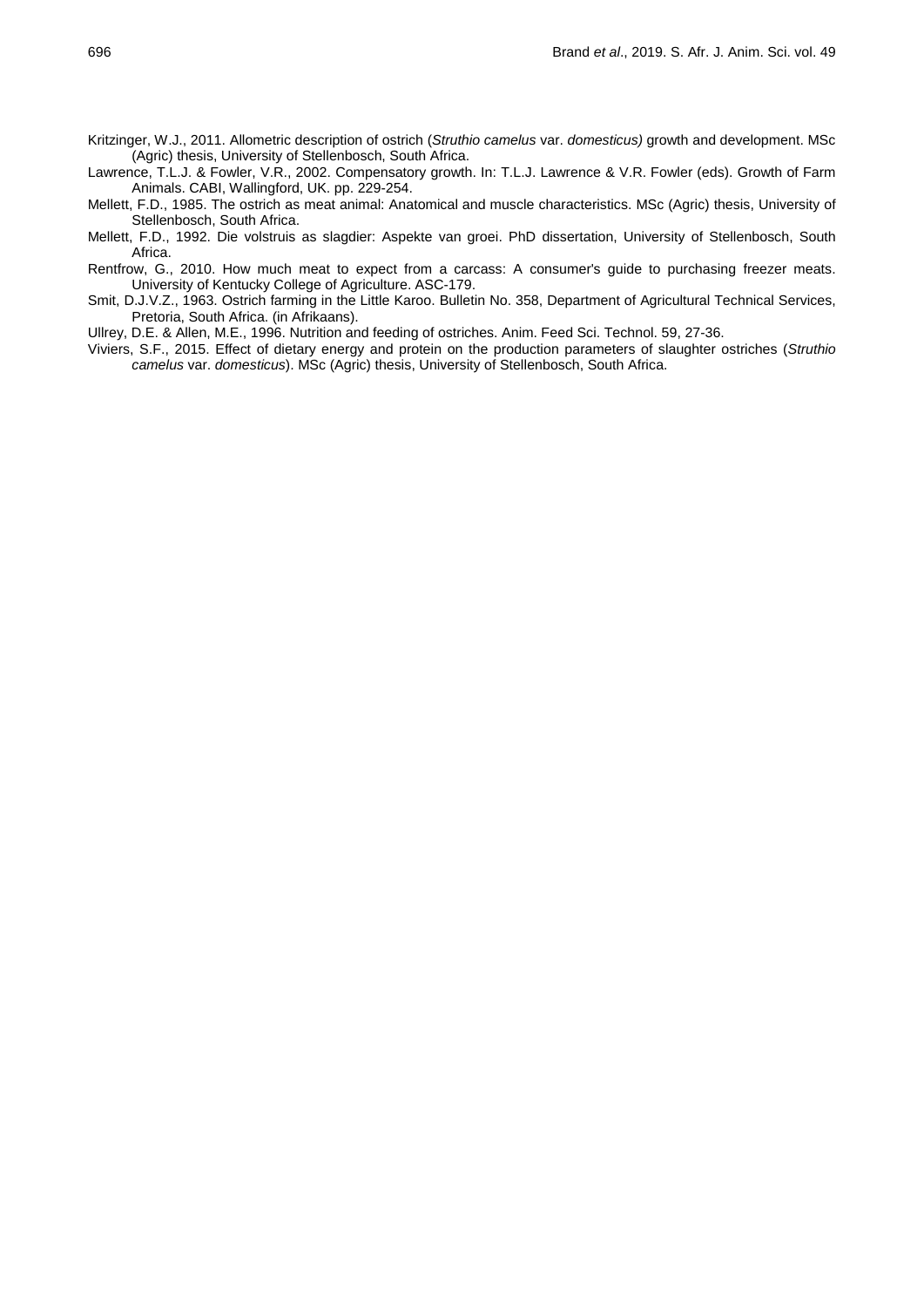Kritzinger, W.J., 2011. Allometric description of ostrich (*Struthio camelus* var. *domesticus)* growth and development. MSc (Agric) thesis, University of Stellenbosch, South Africa.

Lawrence, T.L.J. & Fowler, V.R., 2002. Compensatory growth. In: T.L.J. Lawrence & V.R. Fowler (eds). Growth of Farm Animals. CABI, Wallingford, UK. pp. 229-254.

Mellett, F.D., 1985. The ostrich as meat animal: Anatomical and muscle characteristics. MSc (Agric) thesis, University of Stellenbosch, South Africa.

Mellett, F.D., 1992. Die volstruis as slagdier: Aspekte van groei. PhD dissertation, University of Stellenbosch, South Africa.

Rentfrow, G., 2010. How much meat to expect from a carcass: A consumer's guide to purchasing freezer meats. University of Kentucky College of Agriculture. ASC-179.

Smit, D.J.V.Z., 1963. Ostrich farming in the Little Karoo. Bulletin No. 358, Department of Agricultural Technical Services, Pretoria, South Africa. (in Afrikaans).

Ullrey, D.E. & Allen, M.E., 1996. Nutrition and feeding of ostriches. Anim. Feed Sci. Technol. 59, 27-36.

Viviers, S.F., 2015. Effect of dietary energy and protein on the production parameters of slaughter ostriches (*Struthio camelus* var. *domesticus*). MSc (Agric) thesis, University of Stellenbosch, South Africa.